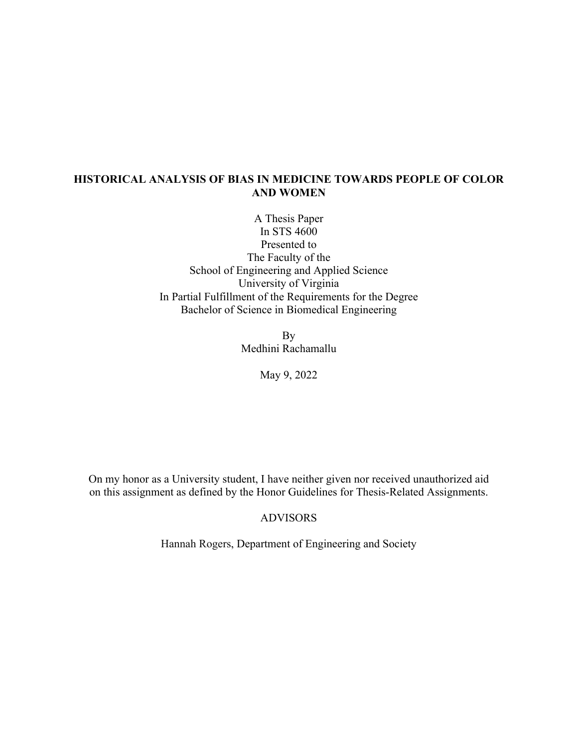# HISTORICAL ANALYSIS OF BIAS IN MEDICINE TOWARDS PEOPLE OF COLOR AND WOMEN

A Thesis Paper
In STS 4600
Presented to
The Faculty of the
School of Engineering and Applied Science
University of Virginia
In Partial Fulfillment of the Requirements for the Degree
Bachelor of Science in Biomedical Engineering

By
Medhini Rachamallu

May 9, 2022

On my honor as a University student, I have neither given nor received unauthorized aid on this assignment as defined by the Honor Guidelines for Thesis-Related Assignments.

ADVISORS

Hannah Rogers, Department of Engineering and Society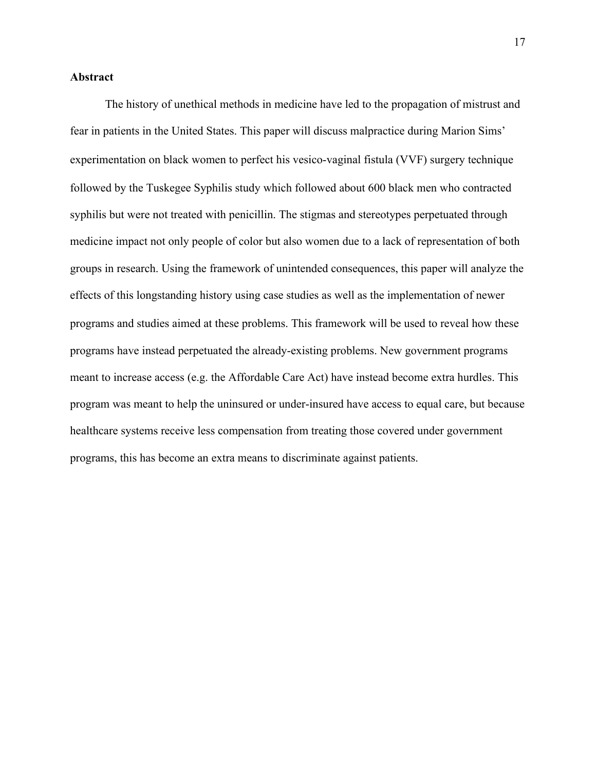**Abstract**

The history of unethical methods in medicine have led to the propagation of mistrust and fear in patients in the United States. This paper will discuss malpractice during Marion Sims' experimentation on black women to perfect his vesico-vaginal fistula (VVF) surgery technique followed by the Tuskegee Syphilis study which followed about 600 black men who contracted syphilis but were not treated with penicillin. The stigmas and stereotypes perpetuated through medicine impact not only people of color but also women due to a lack of representation of both groups in research. Using the framework of unintended consequences, this paper will analyze the effects of this longstanding history using case studies as well as the implementation of newer programs and studies aimed at these problems. This framework will be used to reveal how these programs have instead perpetuated the already-existing problems. New government programs meant to increase access (e.g. the Affordable Care Act) have instead become extra hurdles. This program was meant to help the uninsured or under-insured have access to equal care, but because healthcare systems receive less compensation from treating those covered under government programs, this has become an extra means to discriminate against patients.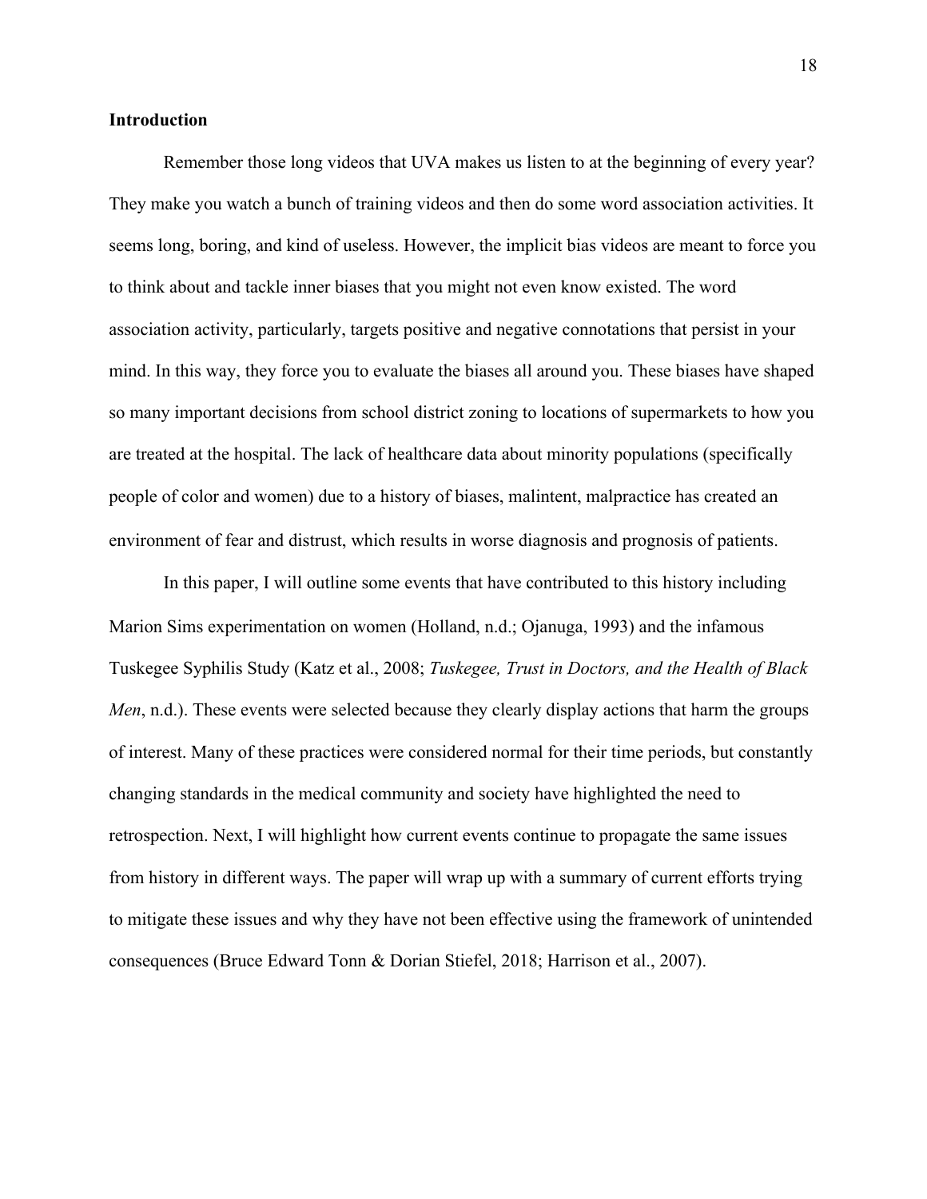**Introduction**

Remember those long videos that UVA makes us listen to at the beginning of every year? They make you watch a bunch of training videos and then do some word association activities. It seems long, boring, and kind of useless. However, the implicit bias videos are meant to force you to think about and tackle inner biases that you might not even know existed. The word association activity, particularly, targets positive and negative connotations that persist in your mind. In this way, they force you to evaluate the biases all around you. These biases have shaped so many important decisions from school district zoning to locations of supermarkets to how you are treated at the hospital. The lack of healthcare data about minority populations (specifically people of color and women) due to a history of biases, malintent, malpractice has created an environment of fear and distrust, which results in worse diagnosis and prognosis of patients.

In this paper, I will outline some events that have contributed to this history including Marion Sims experimentation on women (Holland, n.d.; Ojanuga, 1993) and the infamous Tuskegee Syphilis Study (Katz et al., 2008; *Tuskegee, Trust in Doctors, and the Health of Black Men*, n.d.). These events were selected because they clearly display actions that harm the groups of interest. Many of these practices were considered normal for their time periods, but constantly changing standards in the medical community and society have highlighted the need to retrospection. Next, I will highlight how current events continue to propagate the same issues from history in different ways. The paper will wrap up with a summary of current efforts trying to mitigate these issues and why they have not been effective using the framework of unintended consequences (Bruce Edward Tonn & Dorian Stiefel, 2018; Harrison et al., 2007).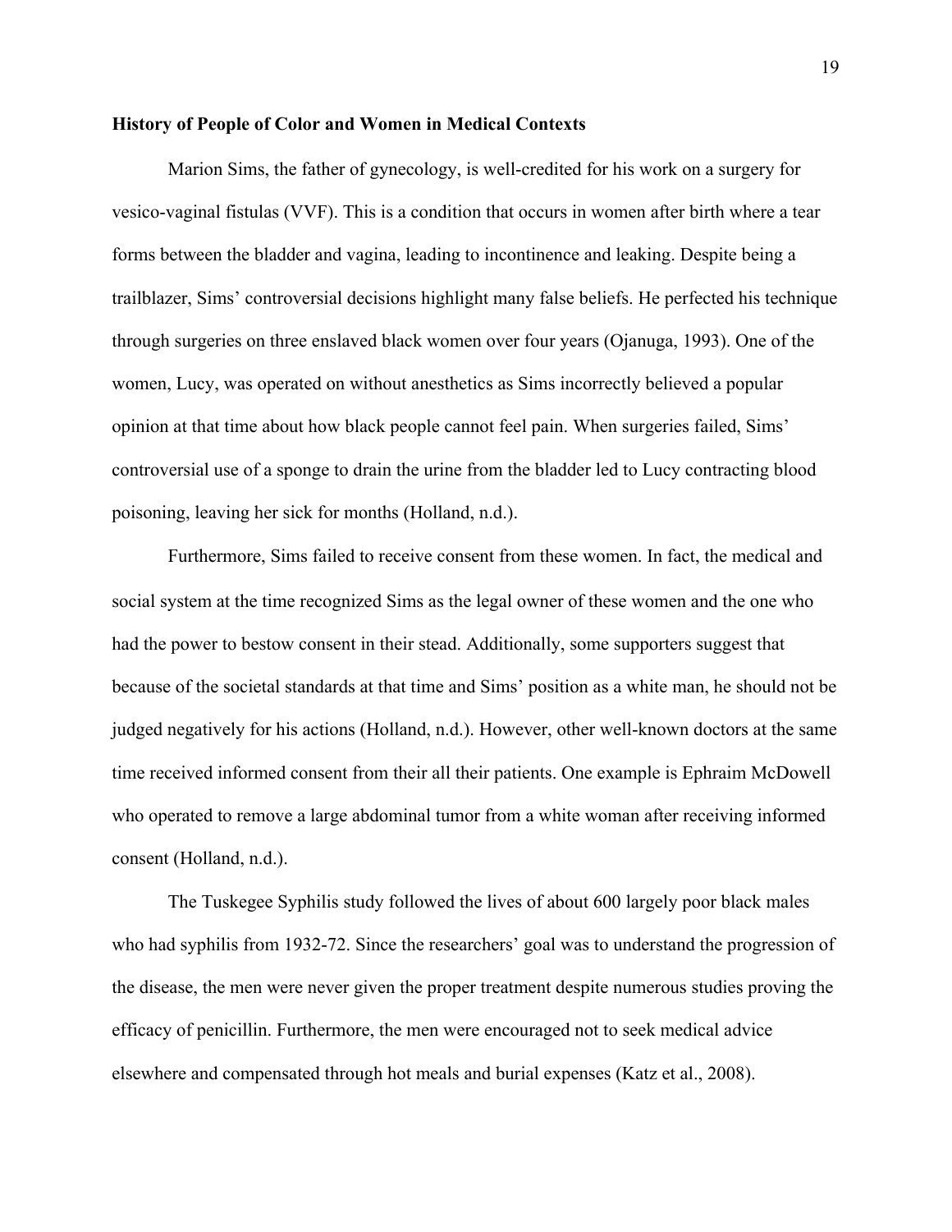**History of People of Color and Women in Medical Contexts**

Marion Sims, the father of gynecology, is well-credited for his work on a surgery for vesico-vaginal fistulas (VVF). This is a condition that occurs in women after birth where a tear forms between the bladder and vagina, leading to incontinence and leaking. Despite being a trailblazer, Sims' controversial decisions highlight many false beliefs. He perfected his technique through surgeries on three enslaved black women over four years (Ojanuga, 1993). One of the women, Lucy, was operated on without anesthetics as Sims incorrectly believed a popular opinion at that time about how black people cannot feel pain. When surgeries failed, Sims' controversial use of a sponge to drain the urine from the bladder led to Lucy contracting blood poisoning, leaving her sick for months (Holland, n.d.).

Furthermore, Sims failed to receive consent from these women. In fact, the medical and social system at the time recognized Sims as the legal owner of these women and the one who had the power to bestow consent in their stead. Additionally, some supporters suggest that because of the societal standards at that time and Sims' position as a white man, he should not be judged negatively for his actions (Holland, n.d.). However, other well-known doctors at the same time received informed consent from their all their patients. One example is Ephraim McDowell who operated to remove a large abdominal tumor from a white woman after receiving informed consent (Holland, n.d.).

The Tuskegee Syphilis study followed the lives of about 600 largely poor black males who had syphilis from 1932-72. Since the researchers' goal was to understand the progression of the disease, the men were never given the proper treatment despite numerous studies proving the efficacy of penicillin. Furthermore, the men were encouraged not to seek medical advice elsewhere and compensated through hot meals and burial expenses (Katz et al., 2008).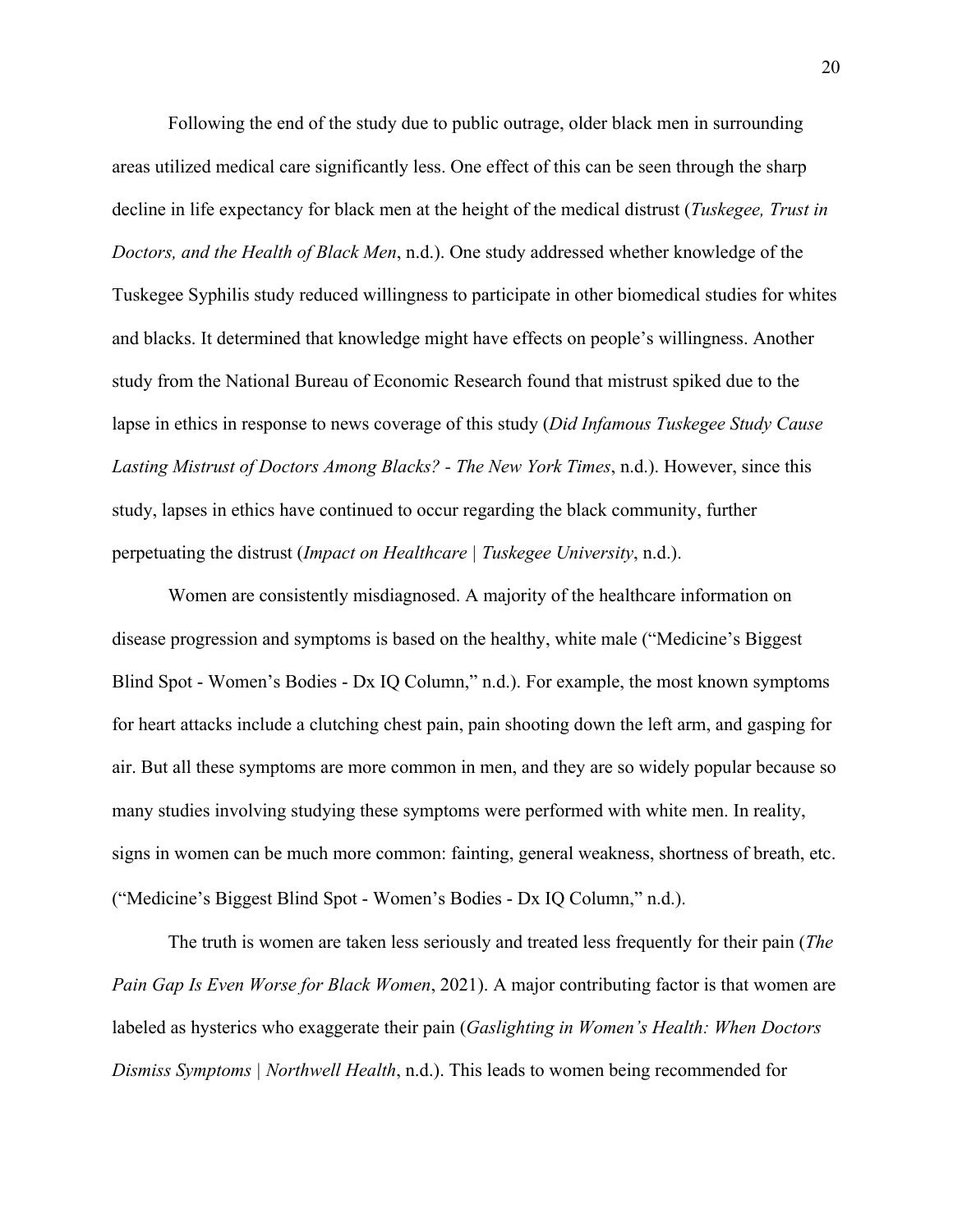Following the end of the study due to public outrage, older black men in surrounding areas utilized medical care significantly less. One effect of this can be seen through the sharp decline in life expectancy for black men at the height of the medical distrust (*Tuskegee, Trust in Doctors, and the Health of Black Men*, n.d.). One study addressed whether knowledge of the Tuskegee Syphilis study reduced willingness to participate in other biomedical studies for whites and blacks. It determined that knowledge might have effects on people's willingness. Another study from the National Bureau of Economic Research found that mistrust spiked due to the lapse in ethics in response to news coverage of this study (*Did Infamous Tuskegee Study Cause Lasting Mistrust of Doctors Among Blacks? - The New York Times*, n.d.). However, since this study, lapses in ethics have continued to occur regarding the black community, further perpetuating the distrust (*Impact on Healthcare | Tuskegee University*, n.d.).

Women are consistently misdiagnosed. A majority of the healthcare information on disease progression and symptoms is based on the healthy, white male ("Medicine's Biggest Blind Spot - Women's Bodies - Dx IQ Column," n.d.). For example, the most known symptoms for heart attacks include a clutching chest pain, pain shooting down the left arm, and gasping for air. But all these symptoms are more common in men, and they are so widely popular because so many studies involving studying these symptoms were performed with white men. In reality, signs in women can be much more common: fainting, general weakness, shortness of breath, etc. ("Medicine's Biggest Blind Spot - Women's Bodies - Dx IQ Column," n.d.).

The truth is women are taken less seriously and treated less frequently for their pain (*The Pain Gap Is Even Worse for Black Women*, 2021). A major contributing factor is that women are labeled as hysterics who exaggerate their pain (*Gaslighting in Women's Health: When Doctors Dismiss Symptoms | Northwell Health*, n.d.). This leads to women being recommended for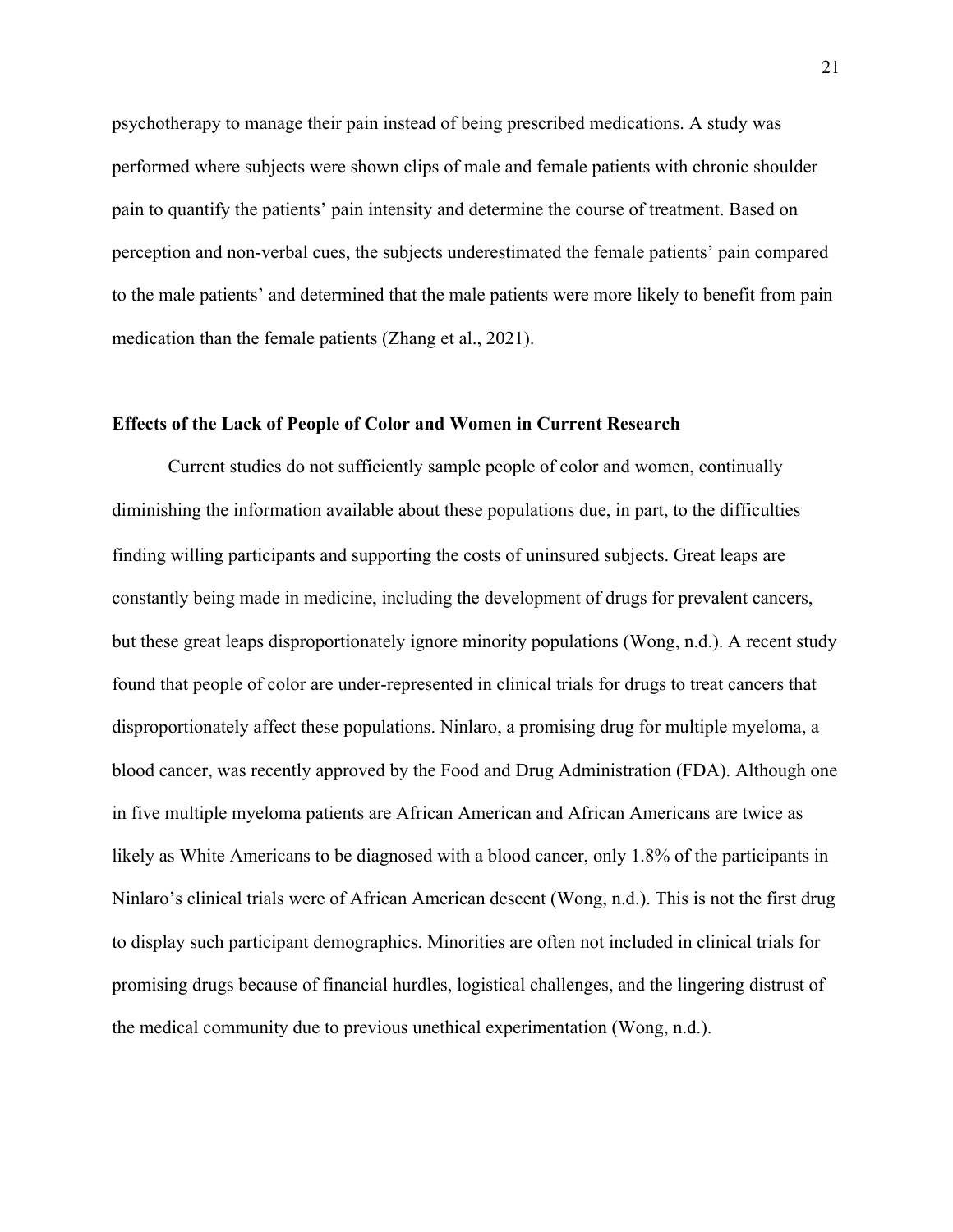psychotherapy to manage their pain instead of being prescribed medications. A study was performed where subjects were shown clips of male and female patients with chronic shoulder pain to quantify the patients' pain intensity and determine the course of treatment. Based on perception and non-verbal cues, the subjects underestimated the female patients' pain compared to the male patients' and determined that the male patients were more likely to benefit from pain medication than the female patients (Zhang et al., 2021).

### Effects of the Lack of People of Color and Women in Current Research

Current studies do not sufficiently sample people of color and women, continually diminishing the information available about these populations due, in part, to the difficulties finding willing participants and supporting the costs of uninsured subjects. Great leaps are constantly being made in medicine, including the development of drugs for prevalent cancers, but these great leaps disproportionately ignore minority populations (Wong, n.d.). A recent study found that people of color are under-represented in clinical trials for drugs to treat cancers that disproportionately affect these populations. Ninlaro, a promising drug for multiple myeloma, a blood cancer, was recently approved by the Food and Drug Administration (FDA). Although one in five multiple myeloma patients are African American and African Americans are twice as likely as White Americans to be diagnosed with a blood cancer, only 1.8% of the participants in Ninlaro's clinical trials were of African American descent (Wong, n.d.). This is not the first drug to display such participant demographics. Minorities are often not included in clinical trials for promising drugs because of financial hurdles, logistical challenges, and the lingering distrust of the medical community due to previous unethical experimentation (Wong, n.d.).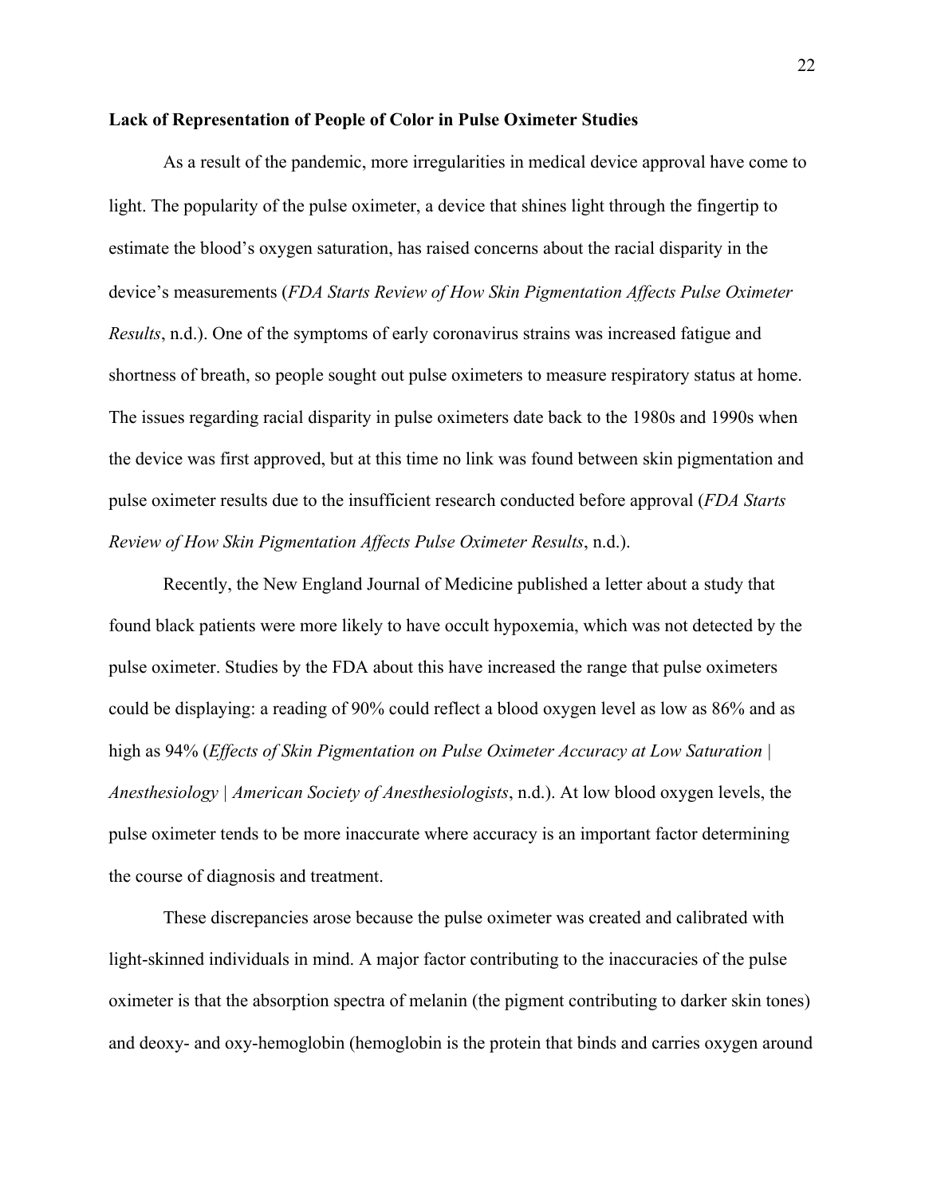**Lack of Representation of People of Color in Pulse Oximeter Studies**

As a result of the pandemic, more irregularities in medical device approval have come to light. The popularity of the pulse oximeter, a device that shines light through the fingertip to estimate the blood's oxygen saturation, has raised concerns about the racial disparity in the device's measurements (*FDA Starts Review of How Skin Pigmentation Affects Pulse Oximeter Results*, n.d.). One of the symptoms of early coronavirus strains was increased fatigue and shortness of breath, so people sought out pulse oximeters to measure respiratory status at home. The issues regarding racial disparity in pulse oximeters date back to the 1980s and 1990s when the device was first approved, but at this time no link was found between skin pigmentation and pulse oximeter results due to the insufficient research conducted before approval (*FDA Starts Review of How Skin Pigmentation Affects Pulse Oximeter Results*, n.d.).

Recently, the New England Journal of Medicine published a letter about a study that found black patients were more likely to have occult hypoxemia, which was not detected by the pulse oximeter. Studies by the FDA about this have increased the range that pulse oximeters could be displaying: a reading of 90% could reflect a blood oxygen level as low as 86% and as high as 94% (*Effects of Skin Pigmentation on Pulse Oximeter Accuracy at Low Saturation | Anesthesiology | American Society of Anesthesiologists*, n.d.). At low blood oxygen levels, the pulse oximeter tends to be more inaccurate where accuracy is an important factor determining the course of diagnosis and treatment.

These discrepancies arose because the pulse oximeter was created and calibrated with light-skinned individuals in mind. A major factor contributing to the inaccuracies of the pulse oximeter is that the absorption spectra of melanin (the pigment contributing to darker skin tones) and deoxy- and oxy-hemoglobin (hemoglobin is the protein that binds and carries oxygen around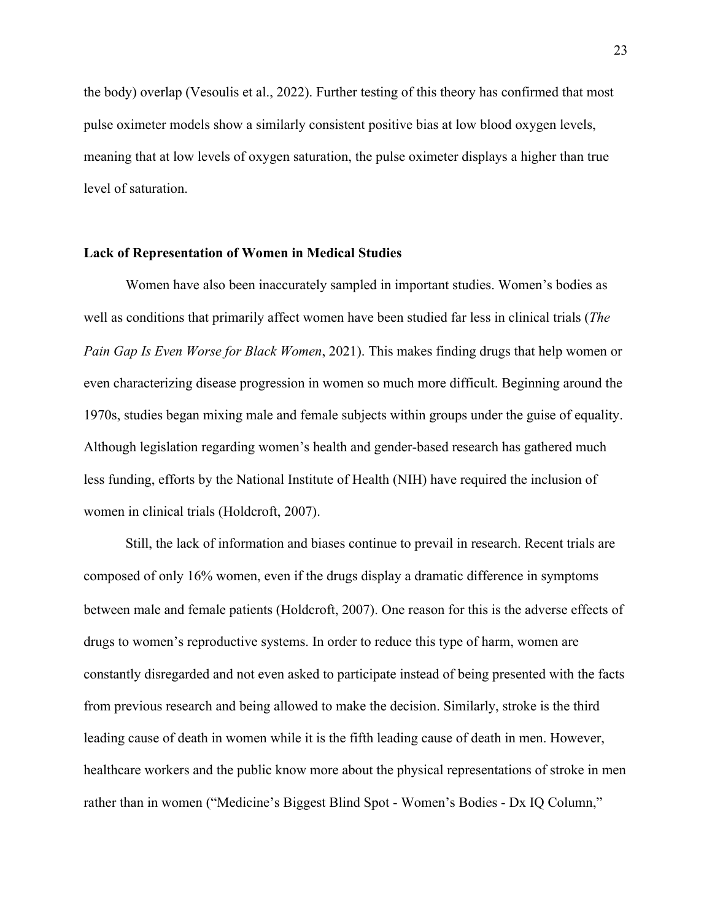the body) overlap (Vesoulis et al., 2022). Further testing of this theory has confirmed that most pulse oximeter models show a similarly consistent positive bias at low blood oxygen levels, meaning that at low levels of oxygen saturation, the pulse oximeter displays a higher than true level of saturation.

### Lack of Representation of Women in Medical Studies

Women have also been inaccurately sampled in important studies. Women's bodies as well as conditions that primarily affect women have been studied far less in clinical trials (*The Pain Gap Is Even Worse for Black Women*, 2021). This makes finding drugs that help women or even characterizing disease progression in women so much more difficult. Beginning around the 1970s, studies began mixing male and female subjects within groups under the guise of equality. Although legislation regarding women's health and gender-based research has gathered much less funding, efforts by the National Institute of Health (NIH) have required the inclusion of women in clinical trials (Holdcroft, 2007).

Still, the lack of information and biases continue to prevail in research. Recent trials are composed of only 16% women, even if the drugs display a dramatic difference in symptoms between male and female patients (Holdcroft, 2007). One reason for this is the adverse effects of drugs to women's reproductive systems. In order to reduce this type of harm, women are constantly disregarded and not even asked to participate instead of being presented with the facts from previous research and being allowed to make the decision. Similarly, stroke is the third leading cause of death in women while it is the fifth leading cause of death in men. However, healthcare workers and the public know more about the physical representations of stroke in men rather than in women ("Medicine's Biggest Blind Spot - Women's Bodies - Dx IQ Column,"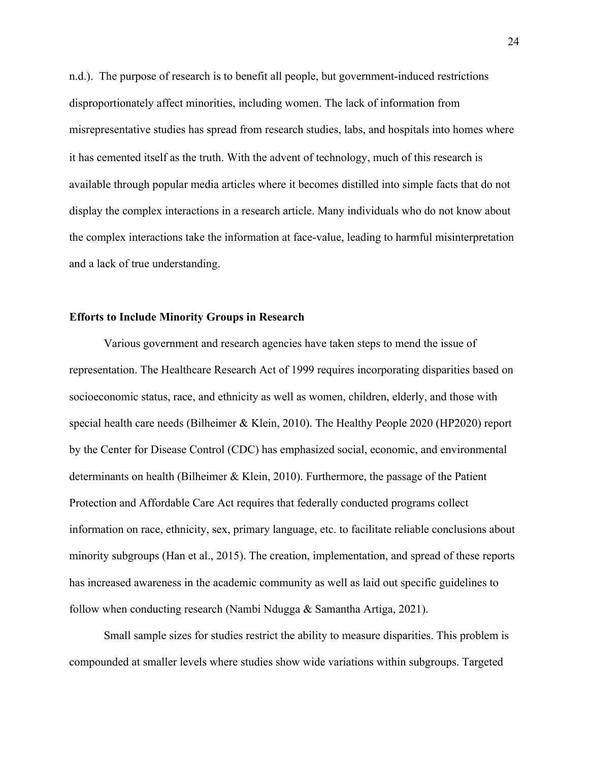n.d.). The purpose of research is to benefit all people, but government-induced restrictions disproportionately affect minorities, including women. The lack of information from misrepresentative studies has spread from research studies, labs, and hospitals into homes where it has cemented itself as the truth. With the advent of technology, much of this research is available through popular media articles where it becomes distilled into simple facts that do not display the complex interactions in a research article. Many individuals who do not know about the complex interactions take the information at face-value, leading to harmful misinterpretation and a lack of true understanding.

### Efforts to Include Minority Groups in Research

Various government and research agencies have taken steps to mend the issue of representation. The Healthcare Research Act of 1999 requires incorporating disparities based on socioeconomic status, race, and ethnicity as well as women, children, elderly, and those with special health care needs (Bilheimer & Klein, 2010). The Healthy People 2020 (HP2020) report by the Center for Disease Control (CDC) has emphasized social, economic, and environmental determinants on health (Bilheimer & Klein, 2010). Furthermore, the passage of the Patient Protection and Affordable Care Act requires that federally conducted programs collect information on race, ethnicity, sex, primary language, etc. to facilitate reliable conclusions about minority subgroups (Han et al., 2015). The creation, implementation, and spread of these reports has increased awareness in the academic community as well as laid out specific guidelines to follow when conducting research (Nambi Ndugga & Samantha Artiga, 2021).

Small sample sizes for studies restrict the ability to measure disparities. This problem is compounded at smaller levels where studies show wide variations within subgroups. Targeted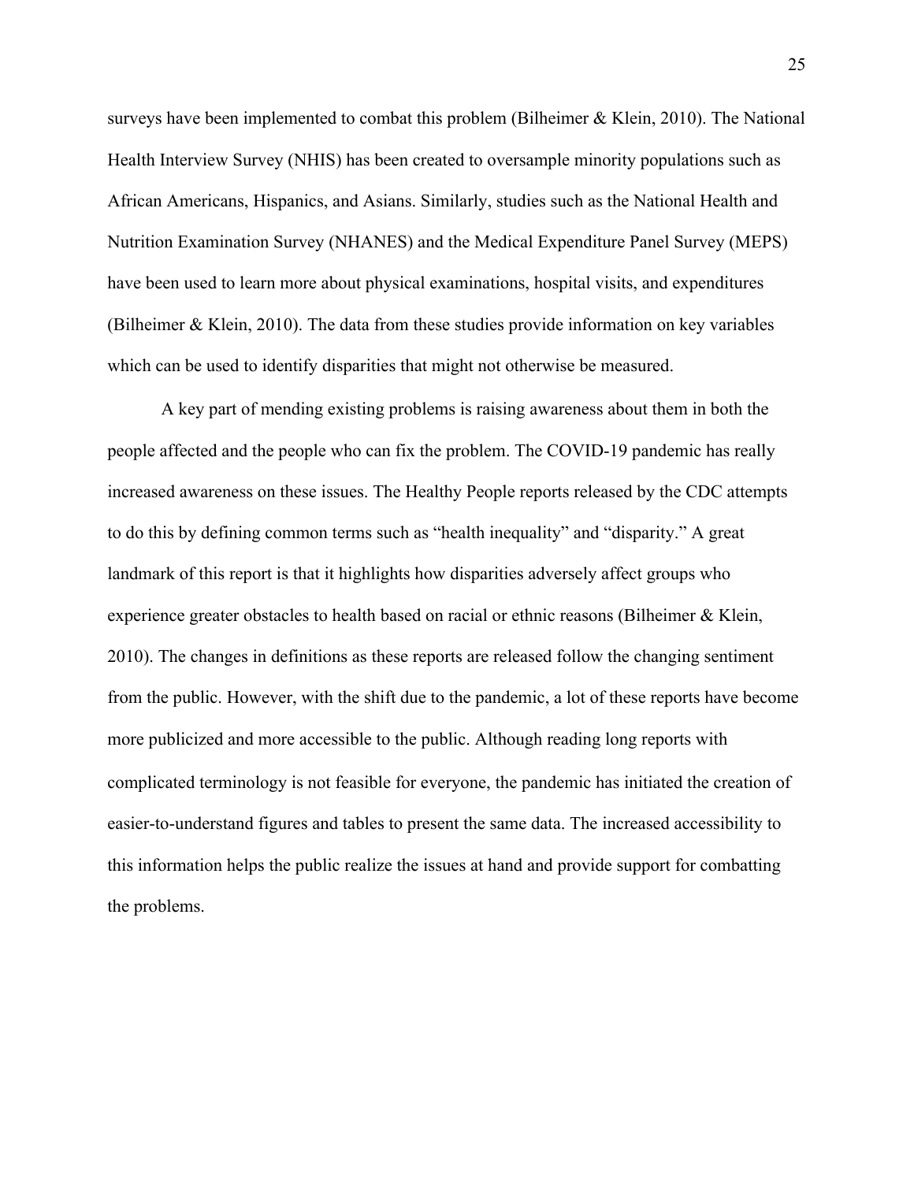surveys have been implemented to combat this problem (Bilheimer & Klein, 2010). The National Health Interview Survey (NHIS) has been created to oversample minority populations such as African Americans, Hispanics, and Asians. Similarly, studies such as the National Health and Nutrition Examination Survey (NHANES) and the Medical Expenditure Panel Survey (MEPS) have been used to learn more about physical examinations, hospital visits, and expenditures (Bilheimer & Klein, 2010). The data from these studies provide information on key variables which can be used to identify disparities that might not otherwise be measured.

A key part of mending existing problems is raising awareness about them in both the people affected and the people who can fix the problem. The COVID-19 pandemic has really increased awareness on these issues. The Healthy People reports released by the CDC attempts to do this by defining common terms such as "health inequality" and "disparity." A great landmark of this report is that it highlights how disparities adversely affect groups who experience greater obstacles to health based on racial or ethnic reasons (Bilheimer & Klein, 2010). The changes in definitions as these reports are released follow the changing sentiment from the public. However, with the shift due to the pandemic, a lot of these reports have become more publicized and more accessible to the public. Although reading long reports with complicated terminology is not feasible for everyone, the pandemic has initiated the creation of easier-to-understand figures and tables to present the same data. The increased accessibility to this information helps the public realize the issues at hand and provide support for combatting the problems.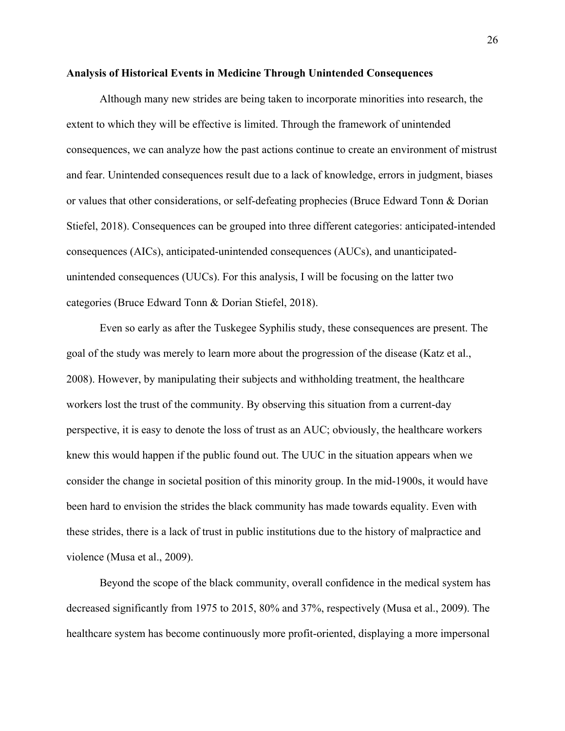**Analysis of Historical Events in Medicine Through Unintended Consequences**

Although many new strides are being taken to incorporate minorities into research, the extent to which they will be effective is limited. Through the framework of unintended consequences, we can analyze how the past actions continue to create an environment of mistrust and fear. Unintended consequences result due to a lack of knowledge, errors in judgment, biases or values that other considerations, or self-defeating prophecies (Bruce Edward Tonn & Dorian Stiefel, 2018). Consequences can be grouped into three different categories: anticipated-intended consequences (AICs), anticipated-unintended consequences (AUCs), and unanticipated-unintended consequences (UUCs). For this analysis, I will be focusing on the latter two categories (Bruce Edward Tonn & Dorian Stiefel, 2018).

Even so early as after the Tuskegee Syphilis study, these consequences are present. The goal of the study was merely to learn more about the progression of the disease (Katz et al., 2008). However, by manipulating their subjects and withholding treatment, the healthcare workers lost the trust of the community. By observing this situation from a current-day perspective, it is easy to denote the loss of trust as an AUC; obviously, the healthcare workers knew this would happen if the public found out. The UUC in the situation appears when we consider the change in societal position of this minority group. In the mid-1900s, it would have been hard to envision the strides the black community has made towards equality. Even with these strides, there is a lack of trust in public institutions due to the history of malpractice and violence (Musa et al., 2009).

Beyond the scope of the black community, overall confidence in the medical system has decreased significantly from 1975 to 2015, 80% and 37%, respectively (Musa et al., 2009). The healthcare system has become continuously more profit-oriented, displaying a more impersonal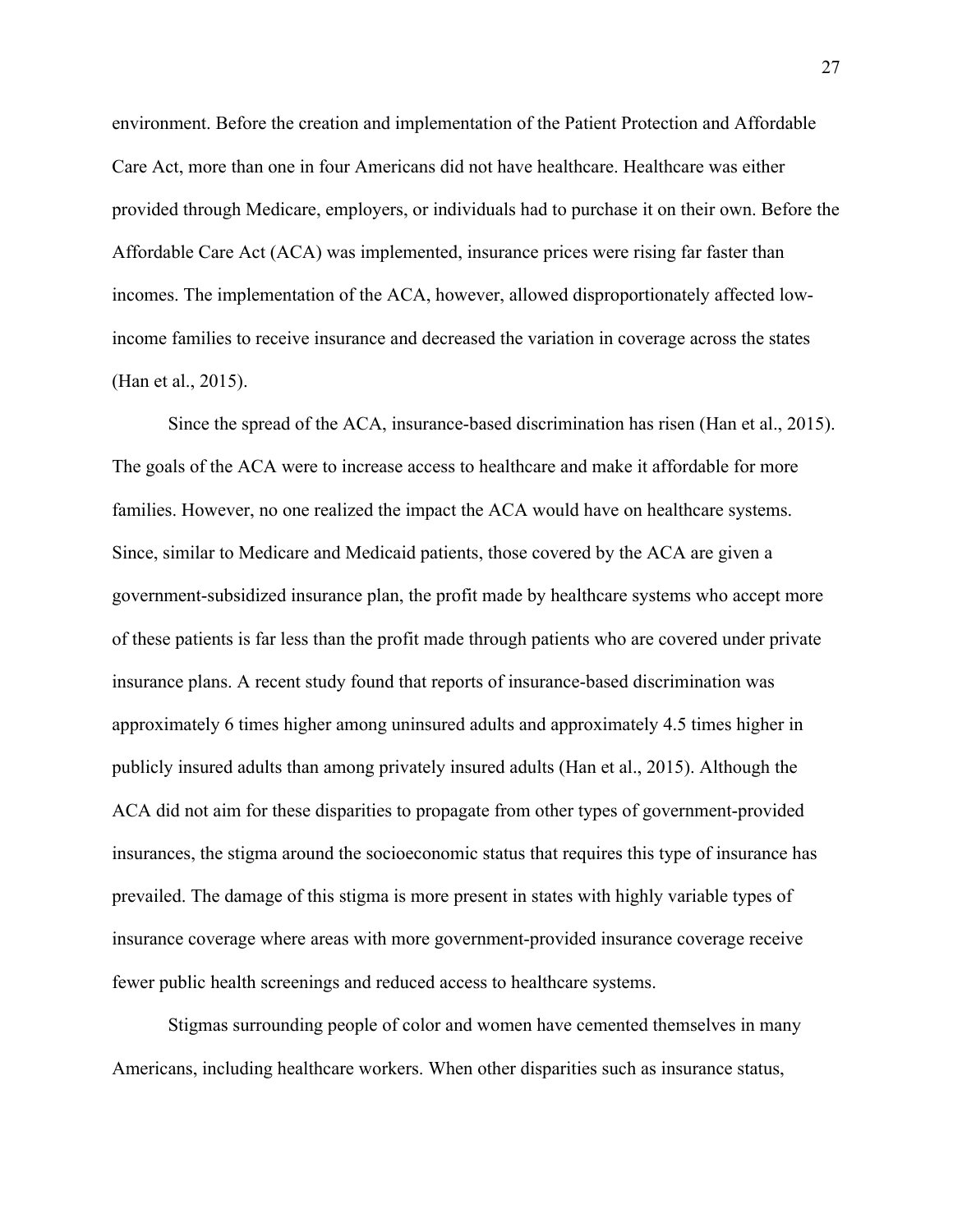environment. Before the creation and implementation of the Patient Protection and Affordable Care Act, more than one in four Americans did not have healthcare. Healthcare was either provided through Medicare, employers, or individuals had to purchase it on their own. Before the Affordable Care Act (ACA) was implemented, insurance prices were rising far faster than incomes. The implementation of the ACA, however, allowed disproportionately affected low-income families to receive insurance and decreased the variation in coverage across the states (Han et al., 2015).

Since the spread of the ACA, insurance-based discrimination has risen (Han et al., 2015). The goals of the ACA were to increase access to healthcare and make it affordable for more families. However, no one realized the impact the ACA would have on healthcare systems. Since, similar to Medicare and Medicaid patients, those covered by the ACA are given a government-subsidized insurance plan, the profit made by healthcare systems who accept more of these patients is far less than the profit made through patients who are covered under private insurance plans. A recent study found that reports of insurance-based discrimination was approximately 6 times higher among uninsured adults and approximately 4.5 times higher in publicly insured adults than among privately insured adults (Han et al., 2015). Although the ACA did not aim for these disparities to propagate from other types of government-provided insurances, the stigma around the socioeconomic status that requires this type of insurance has prevailed. The damage of this stigma is more present in states with highly variable types of insurance coverage where areas with more government-provided insurance coverage receive fewer public health screenings and reduced access to healthcare systems.

Stigmas surrounding people of color and women have cemented themselves in many Americans, including healthcare workers. When other disparities such as insurance status,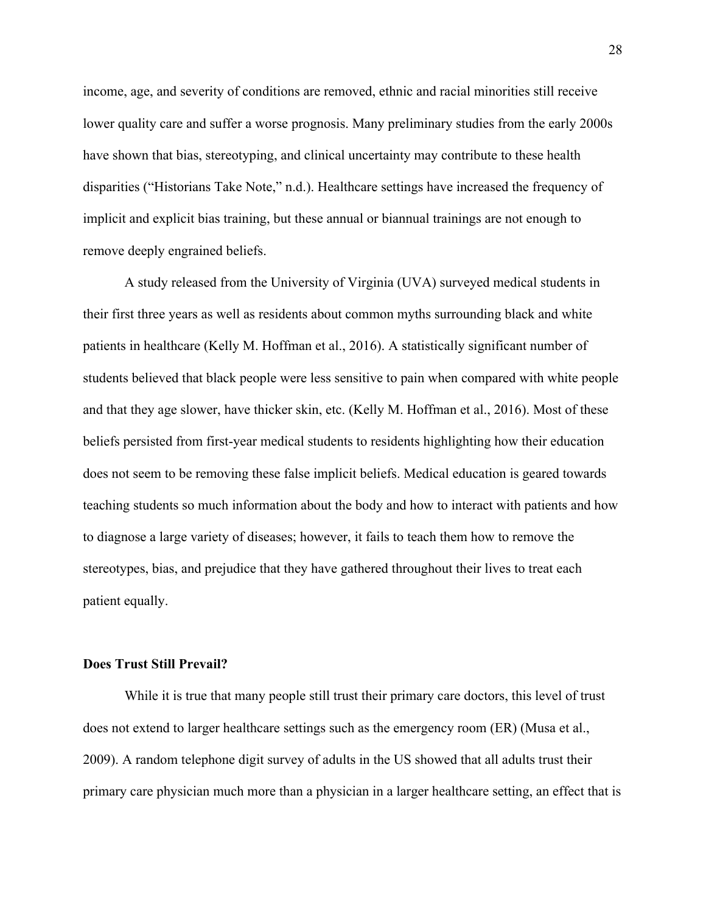income, age, and severity of conditions are removed, ethnic and racial minorities still receive lower quality care and suffer a worse prognosis. Many preliminary studies from the early 2000s have shown that bias, stereotyping, and clinical uncertainty may contribute to these health disparities ("Historians Take Note," n.d.). Healthcare settings have increased the frequency of implicit and explicit bias training, but these annual or biannual trainings are not enough to remove deeply engrained beliefs.

A study released from the University of Virginia (UVA) surveyed medical students in their first three years as well as residents about common myths surrounding black and white patients in healthcare (Kelly M. Hoffman et al., 2016). A statistically significant number of students believed that black people were less sensitive to pain when compared with white people and that they age slower, have thicker skin, etc. (Kelly M. Hoffman et al., 2016). Most of these beliefs persisted from first-year medical students to residents highlighting how their education does not seem to be removing these false implicit beliefs. Medical education is geared towards teaching students so much information about the body and how to interact with patients and how to diagnose a large variety of diseases; however, it fails to teach them how to remove the stereotypes, bias, and prejudice that they have gathered throughout their lives to treat each patient equally.

**Does Trust Still Prevail?**

While it is true that many people still trust their primary care doctors, this level of trust does not extend to larger healthcare settings such as the emergency room (ER) (Musa et al., 2009). A random telephone digit survey of adults in the US showed that all adults trust their primary care physician much more than a physician in a larger healthcare setting, an effect that is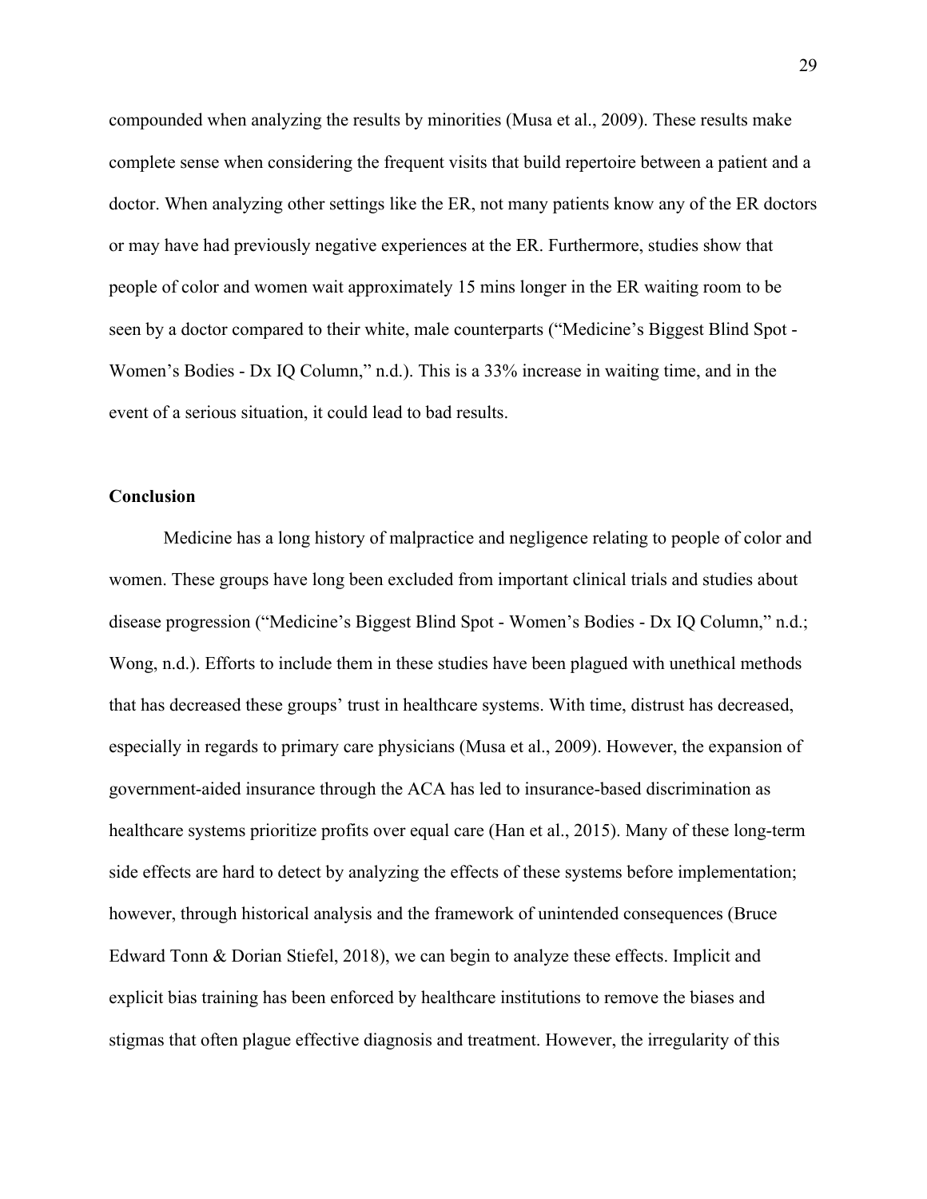compounded when analyzing the results by minorities (Musa et al., 2009). These results make complete sense when considering the frequent visits that build repertoire between a patient and a doctor. When analyzing other settings like the ER, not many patients know any of the ER doctors or may have had previously negative experiences at the ER. Furthermore, studies show that people of color and women wait approximately 15 mins longer in the ER waiting room to be seen by a doctor compared to their white, male counterparts ("Medicine's Biggest Blind Spot - Women's Bodies - Dx IQ Column," n.d.). This is a 33% increase in waiting time, and in the event of a serious situation, it could lead to bad results.

## Conclusion

Medicine has a long history of malpractice and negligence relating to people of color and women. These groups have long been excluded from important clinical trials and studies about disease progression ("Medicine's Biggest Blind Spot - Women's Bodies - Dx IQ Column," n.d.; Wong, n.d.). Efforts to include them in these studies have been plagued with unethical methods that has decreased these groups' trust in healthcare systems. With time, distrust has decreased, especially in regards to primary care physicians (Musa et al., 2009). However, the expansion of government-aided insurance through the ACA has led to insurance-based discrimination as healthcare systems prioritize profits over equal care (Han et al., 2015). Many of these long-term side effects are hard to detect by analyzing the effects of these systems before implementation; however, through historical analysis and the framework of unintended consequences (Bruce Edward Tonn & Dorian Stiefel, 2018), we can begin to analyze these effects. Implicit and explicit bias training has been enforced by healthcare institutions to remove the biases and stigmas that often plague effective diagnosis and treatment. However, the irregularity of this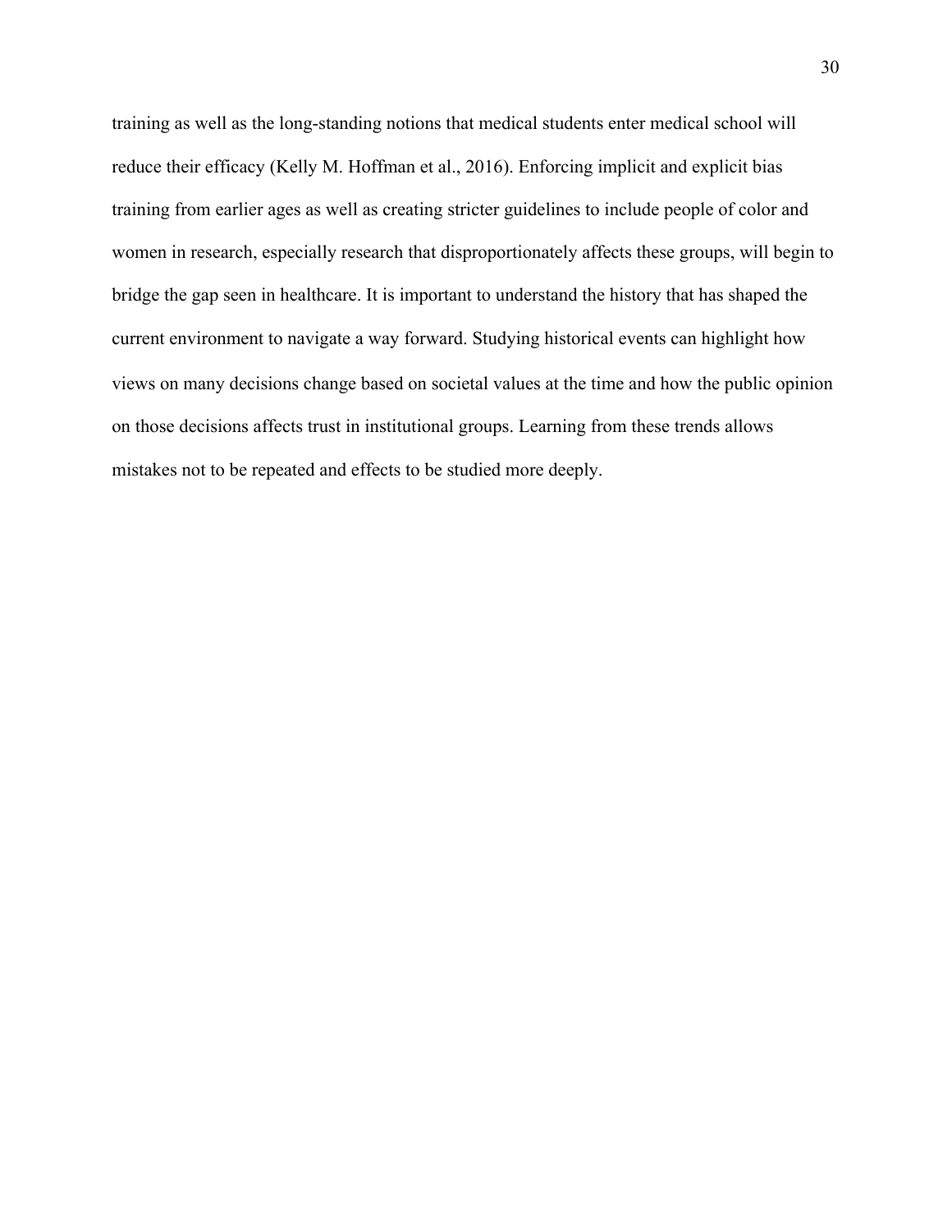training as well as the long-standing notions that medical students enter medical school will reduce their efficacy (Kelly M. Hoffman et al., 2016). Enforcing implicit and explicit bias training from earlier ages as well as creating stricter guidelines to include people of color and women in research, especially research that disproportionately affects these groups, will begin to bridge the gap seen in healthcare. It is important to understand the history that has shaped the current environment to navigate a way forward. Studying historical events can highlight how views on many decisions change based on societal values at the time and how the public opinion on those decisions affects trust in institutional groups. Learning from these trends allows mistakes not to be repeated and effects to be studied more deeply.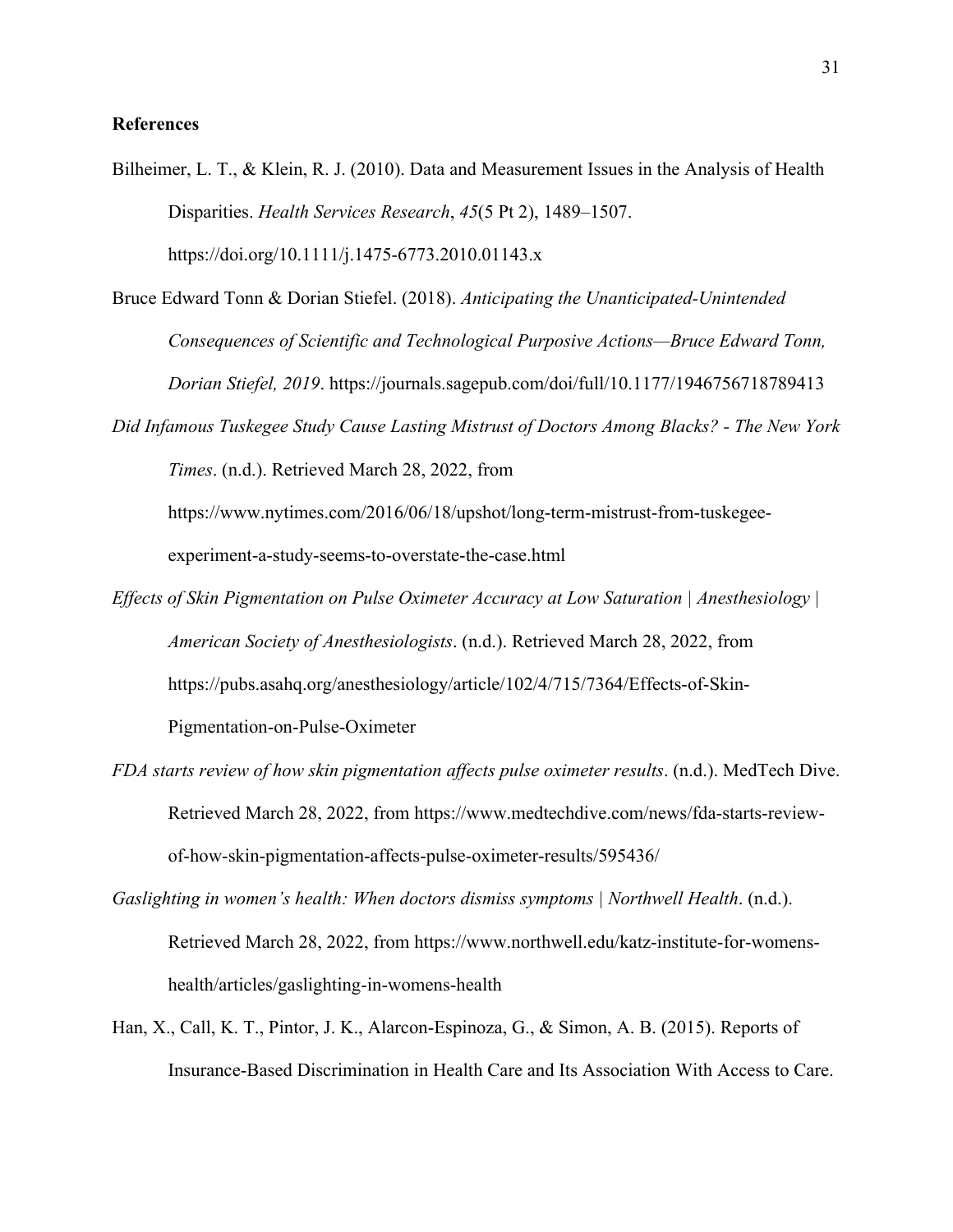## References

Bilheimer, L. T., & Klein, R. J. (2010). Data and Measurement Issues in the Analysis of Health Disparities. *Health Services Research*, *45*(5 Pt 2), 1489–1507. https://doi.org/10.1111/j.1475-6773.2010.01143.x

Bruce Edward Tonn & Dorian Stiefel. (2018). *Anticipating the Unanticipated-Unintended Consequences of Scientific and Technological Purposive Actions—Bruce Edward Tonn, Dorian Stiefel, 2019*. https://journals.sagepub.com/doi/full/10.1177/1946756718789413

*Did Infamous Tuskegee Study Cause Lasting Mistrust of Doctors Among Blacks? - The New York Times*. (n.d.). Retrieved March 28, 2022, from https://www.nytimes.com/2016/06/18/upshot/long-term-mistrust-from-tuskegee-experiment-a-study-seems-to-overstate-the-case.html

*Effects of Skin Pigmentation on Pulse Oximeter Accuracy at Low Saturation | Anesthesiology | American Society of Anesthesiologists*. (n.d.). Retrieved March 28, 2022, from https://pubs.asahq.org/anesthesiology/article/102/4/715/7364/Effects-of-Skin-Pigmentation-on-Pulse-Oximeter

*FDA starts review of how skin pigmentation affects pulse oximeter results*. (n.d.). MedTech Dive. Retrieved March 28, 2022, from https://www.medtechdive.com/news/fda-starts-review-of-how-skin-pigmentation-affects-pulse-oximeter-results/595436/

*Gaslighting in women's health: When doctors dismiss symptoms | Northwell Health*. (n.d.). Retrieved March 28, 2022, from https://www.northwell.edu/katz-institute-for-womens-health/articles/gaslighting-in-womens-health

Han, X., Call, K. T., Pintor, J. K., Alarcon-Espinoza, G., & Simon, A. B. (2015). Reports of Insurance-Based Discrimination in Health Care and Its Association With Access to Care.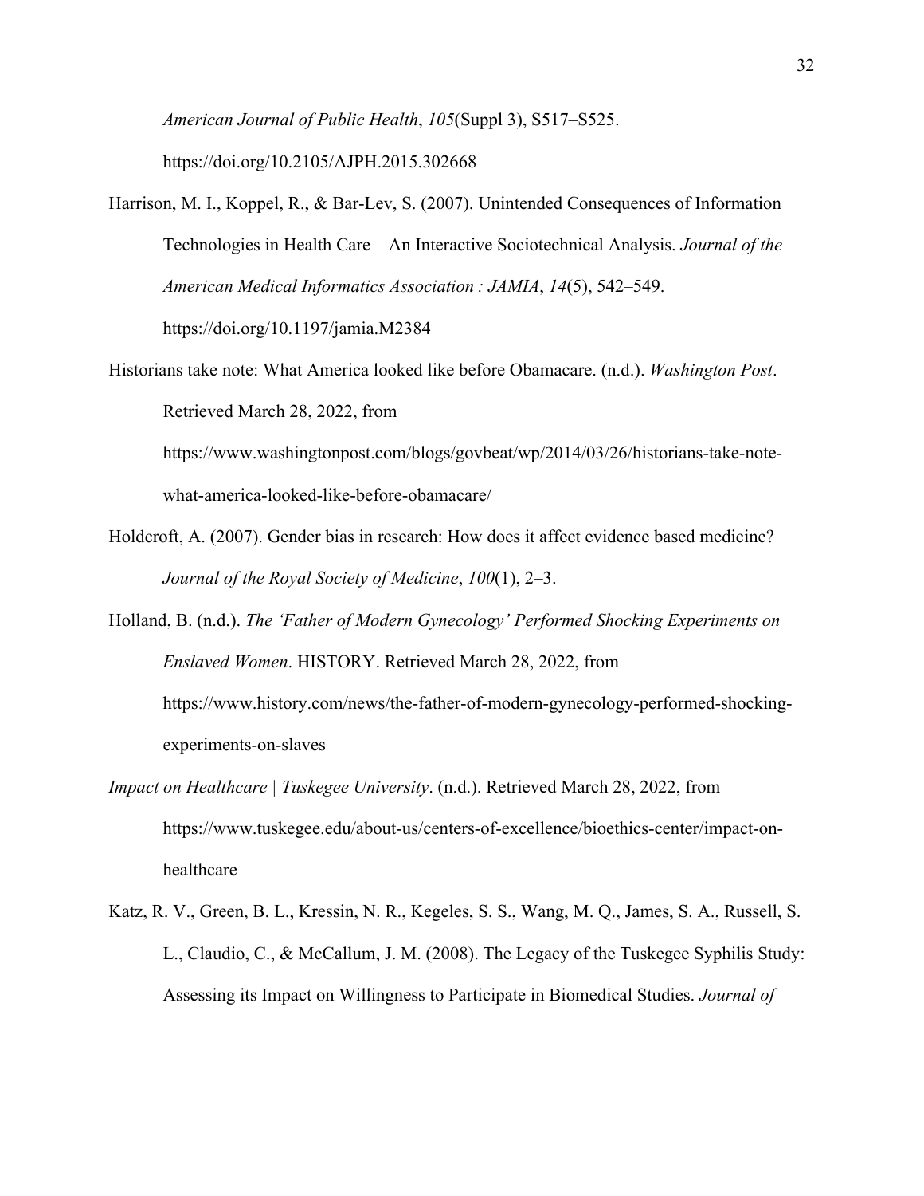*American Journal of Public Health*, *105*(Suppl 3), S517–S525. https://doi.org/10.2105/AJPH.2015.302668

Harrison, M. I., Koppel, R., & Bar-Lev, S. (2007). Unintended Consequences of Information Technologies in Health Care—An Interactive Sociotechnical Analysis. *Journal of the American Medical Informatics Association : JAMIA*, *14*(5), 542–549. https://doi.org/10.1197/jamia.M2384

Historians take note: What America looked like before Obamacare. (n.d.). *Washington Post*. Retrieved March 28, 2022, from https://www.washingtonpost.com/blogs/govbeat/wp/2014/03/26/historians-take-note-what-america-looked-like-before-obamacare/

Holdcroft, A. (2007). Gender bias in research: How does it affect evidence based medicine? *Journal of the Royal Society of Medicine*, *100*(1), 2–3.

Holland, B. (n.d.). *The 'Father of Modern Gynecology' Performed Shocking Experiments on Enslaved Women*. HISTORY. Retrieved March 28, 2022, from https://www.history.com/news/the-father-of-modern-gynecology-performed-shocking-experiments-on-slaves

*Impact on Healthcare | Tuskegee University*. (n.d.). Retrieved March 28, 2022, from https://www.tuskegee.edu/about-us/centers-of-excellence/bioethics-center/impact-on-healthcare

Katz, R. V., Green, B. L., Kressin, N. R., Kegeles, S. S., Wang, M. Q., James, S. A., Russell, S. L., Claudio, C., & McCallum, J. M. (2008). The Legacy of the Tuskegee Syphilis Study: Assessing its Impact on Willingness to Participate in Biomedical Studies. *Journal of*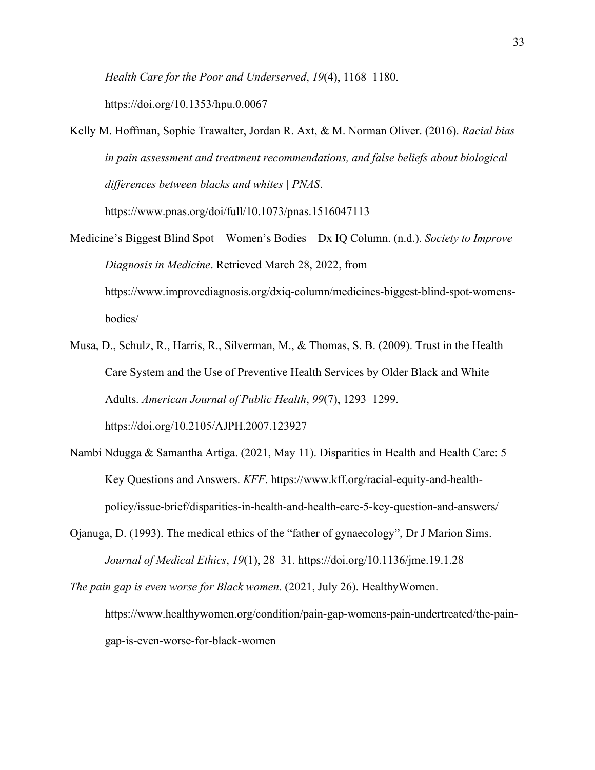*Health Care for the Poor and Underserved*, *19*(4), 1168–1180. https://doi.org/10.1353/hpu.0.0067

Kelly M. Hoffman, Sophie Trawalter, Jordan R. Axt, & M. Norman Oliver. (2016). *Racial bias in pain assessment and treatment recommendations, and false beliefs about biological differences between blacks and whites | PNAS*. https://www.pnas.org/doi/full/10.1073/pnas.1516047113

Medicine's Biggest Blind Spot—Women's Bodies—Dx IQ Column. (n.d.). *Society to Improve Diagnosis in Medicine*. Retrieved March 28, 2022, from https://www.improvediagnosis.org/dxiq-column/medicines-biggest-blind-spot-womens-bodies/

Musa, D., Schulz, R., Harris, R., Silverman, M., & Thomas, S. B. (2009). Trust in the Health Care System and the Use of Preventive Health Services by Older Black and White Adults. *American Journal of Public Health*, *99*(7), 1293–1299. https://doi.org/10.2105/AJPH.2007.123927

Nambi Ndugga & Samantha Artiga. (2021, May 11). Disparities in Health and Health Care: 5 Key Questions and Answers. *KFF*. https://www.kff.org/racial-equity-and-health-policy/issue-brief/disparities-in-health-and-health-care-5-key-question-and-answers/

Ojanuga, D. (1993). The medical ethics of the "father of gynaecology", Dr J Marion Sims. *Journal of Medical Ethics*, *19*(1), 28–31. https://doi.org/10.1136/jme.19.1.28

*The pain gap is even worse for Black women*. (2021, July 26). HealthyWomen. https://www.healthywomen.org/condition/pain-gap-womens-pain-undertreated/the-pain-gap-is-even-worse-for-black-women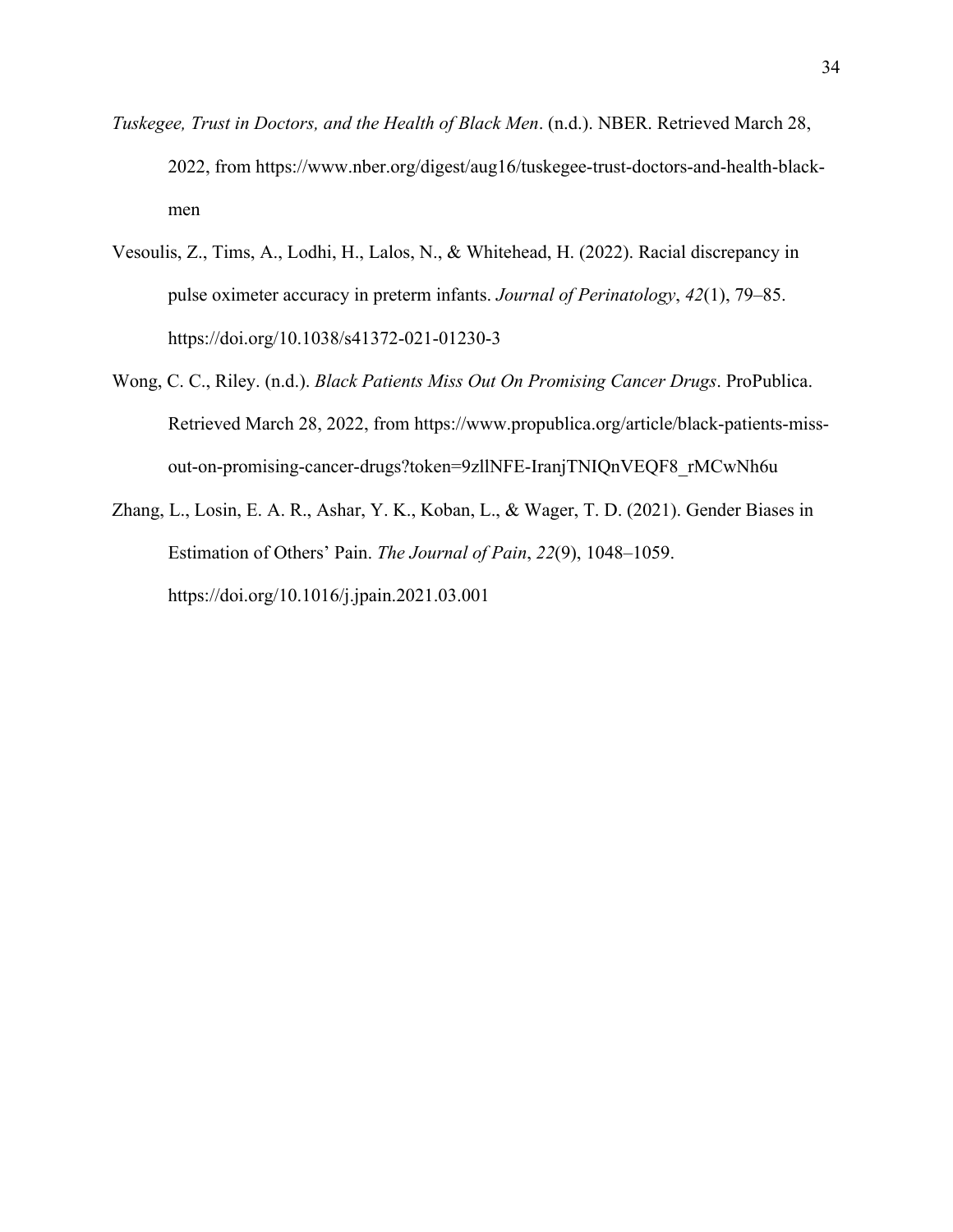*Tuskegee, Trust in Doctors, and the Health of Black Men*. (n.d.). NBER. Retrieved March 28, 2022, from https://www.nber.org/digest/aug16/tuskegee-trust-doctors-and-health-black-men

Vesoulis, Z., Tims, A., Lodhi, H., Lalos, N., & Whitehead, H. (2022). Racial discrepancy in pulse oximeter accuracy in preterm infants. *Journal of Perinatology*, *42*(1), 79–85. https://doi.org/10.1038/s41372-021-01230-3

Wong, C. C., Riley. (n.d.). *Black Patients Miss Out On Promising Cancer Drugs*. ProPublica. Retrieved March 28, 2022, from https://www.propublica.org/article/black-patients-miss-out-on-promising-cancer-drugs?token=9zllNFE-IranjTNIQnVEQF8_rMCwNh6u

Zhang, L., Losin, E. A. R., Ashar, Y. K., Koban, L., & Wager, T. D. (2021). Gender Biases in Estimation of Others' Pain. *The Journal of Pain*, *22*(9), 1048–1059. https://doi.org/10.1016/j.jpain.2021.03.001